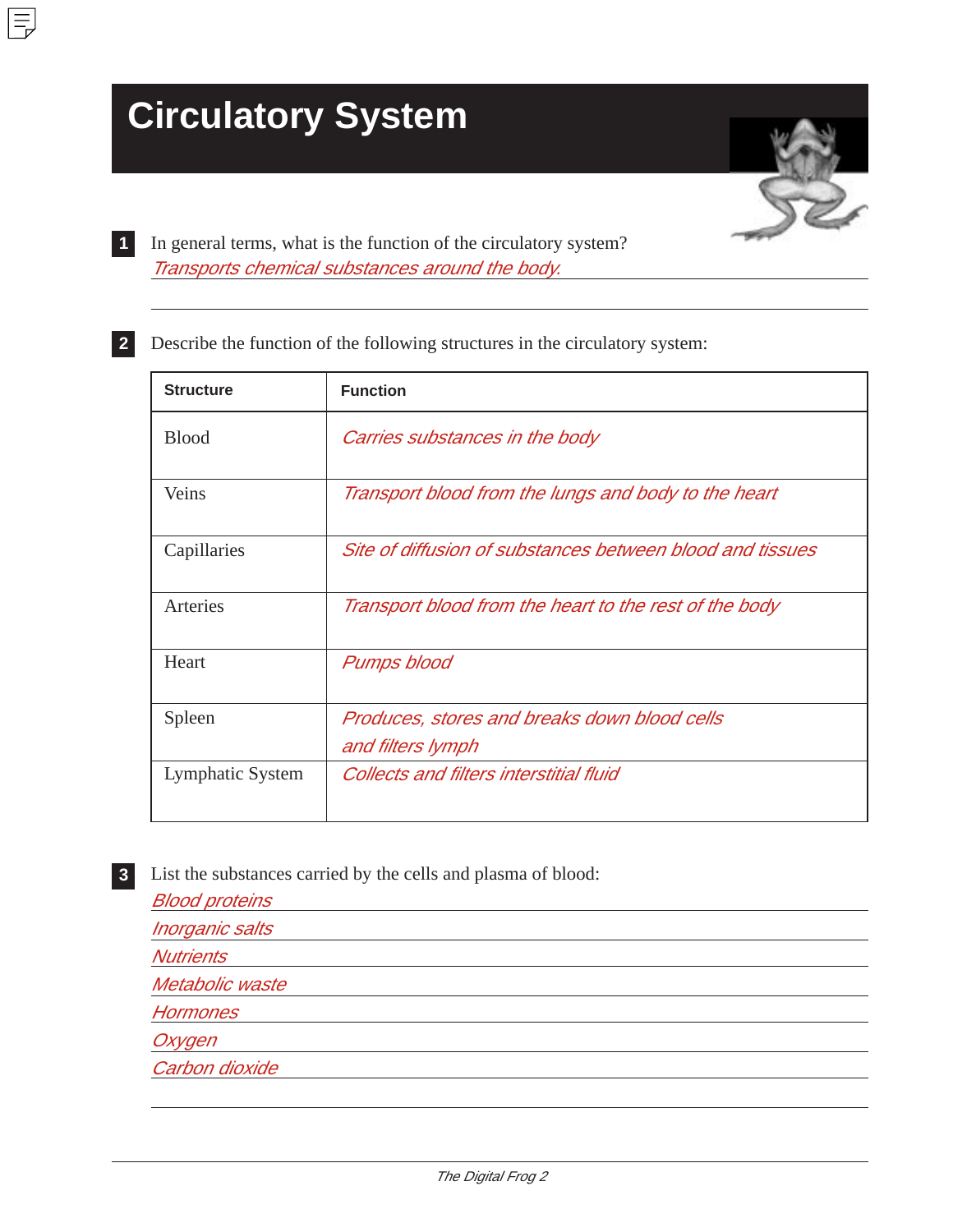# Circulatory System

**1** In general terms, what is the function of the circulatory system?

*Transports chemical substances around the body.*

**2** Describe the function of the following structures in the circulatory system:

| Structure | Function |
| --- | --- |
| Blood | *Carries substances in the body* |
| Veins | *Transport blood from the lungs and body to the heart* |
| Capillaries | *Site of diffusion of substances between blood and tissues* |
| Arteries | *Transport blood from the heart to the rest of the body* |
| Heart | *Pumps blood* |
| Spleen | *Produces, stores and breaks down blood cells and filters lymph* |
| Lymphatic System | *Collects and filters interstitial fluid* |

**3** List the substances carried by the cells and plasma of blood:

*Blood proteins*

*Inorganic salts*

*Nutrients*

*Metabolic waste*

*Hormones*

*Oxygen*

*Carbon dioxide*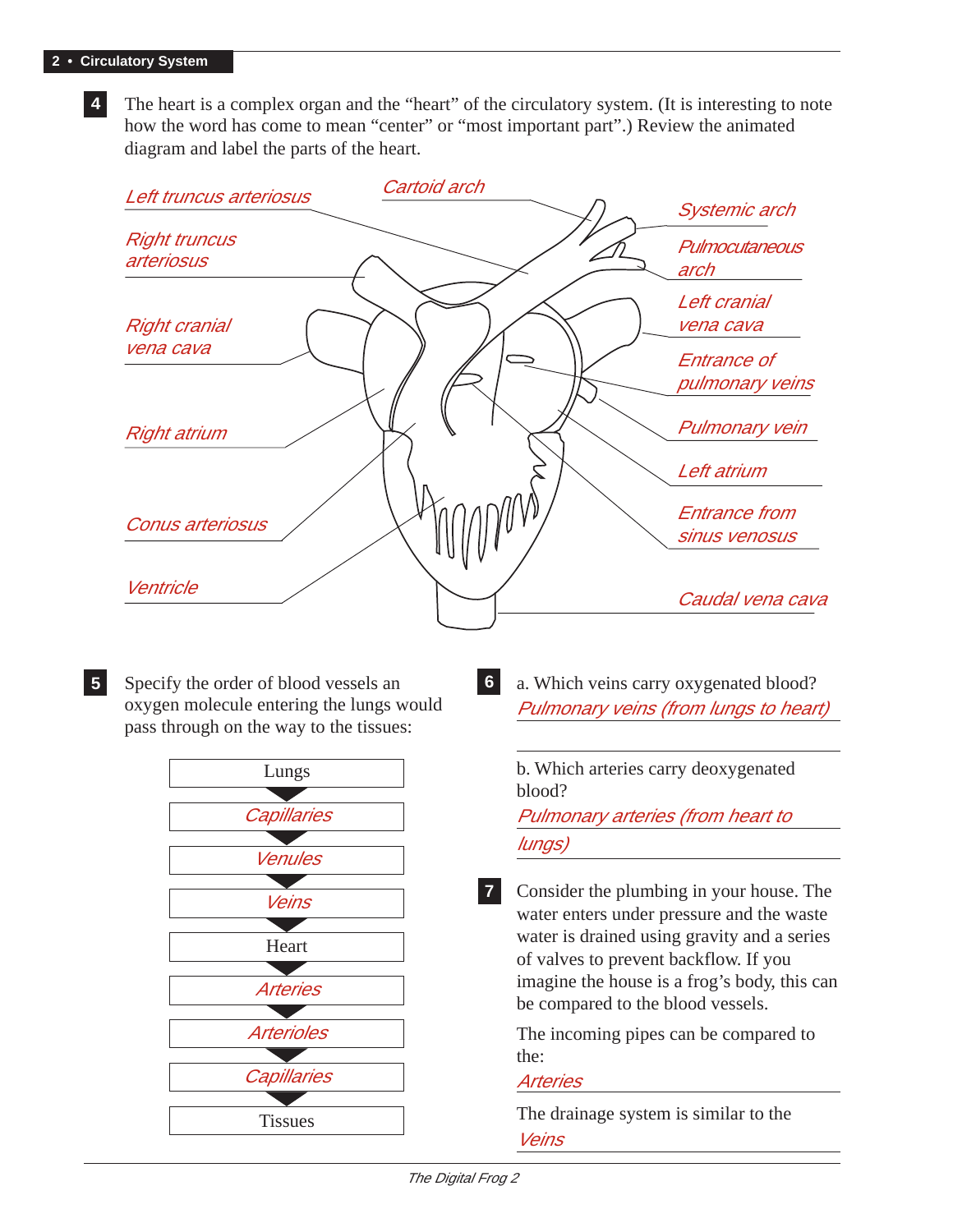**4** The heart is a complex organ and the "heart" of the circulatory system. (It is interesting to note how the word has come to mean "center" or "most important part".) Review the animated diagram and label the parts of the heart.

*Left truncus arteriosus*

*Cartoid arch*

*Systemic arch*

*Right truncus arteriosus*

*Pulmocutaneous arch*

*Right cranial vena cava*

*Left cranial vena cava*

*Entrance of pulmonary veins*

*Right atrium*

*Pulmonary vein*

*Left atrium*

*Conus arteriosus*

*Entrance from sinus venosus*

*Ventricle*

*Caudal vena cava*

**5** Specify the order of blood vessels an oxygen molecule entering the lungs would pass through on the way to the tissues:

Lungs
▼
*Capillaries*
▼
*Venules*
▼
*Veins*
▼
Heart
▼
*Arteries*
▼
*Arterioles*
▼
*Capillaries*
▼
Tissues

**6** a. Which veins carry oxygenated blood?

*Pulmonary veins (from lungs to heart)*

b. Which arteries carry deoxygenated blood?

*Pulmonary arteries (from heart to lungs)*

**7** Consider the plumbing in your house. The water enters under pressure and the waste water is drained using gravity and a series of valves to prevent backflow. If you imagine the house is a frog's body, this can be compared to the blood vessels.

The incoming pipes can be compared to the:

*Arteries*

The drainage system is similar to the

*Veins*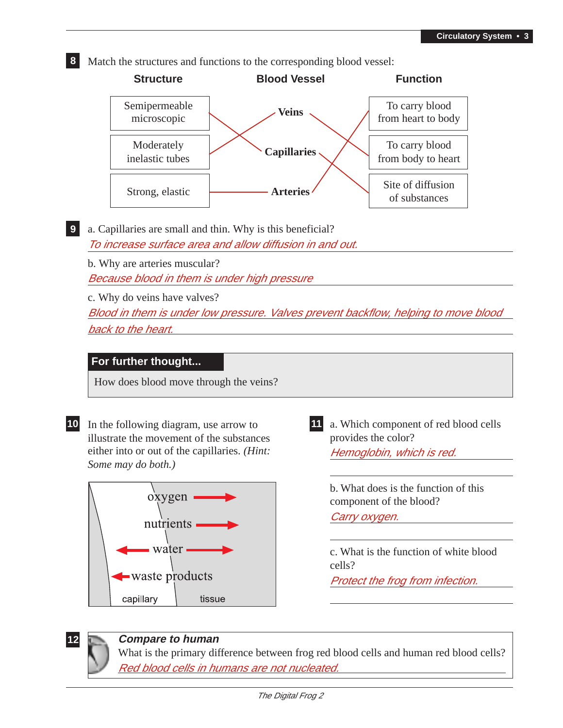**8** Match the structures and functions to the corresponding blood vessel:

| Structure | Blood Vessel | Function |
|---|---|---|
| Semipermeable microscopic | Veins | To carry blood from heart to body |
| Moderately inelastic tubes | Capillaries | To carry blood from body to heart |
| Strong, elastic | Arteries | Site of diffusion of substances |

**9** a. Capillaries are small and thin. Why is this beneficial?

*To increase surface area and allow diffusion in and out.*

b. Why are arteries muscular?

*Because blood in them is under high pressure*

c. Why do veins have valves?

*Blood in them is under low pressure. Valves prevent backflow, helping to move blood back to the heart.*

**For further thought...**

How does blood move through the veins?

**10** In the following diagram, use arrow to illustrate the movement of the substances either into or out of the capillaries. *(Hint: Some may do both.)*

oxygen →
nutrients →
← water →
← waste products
capillary
tissue

**11** a. Which component of red blood cells provides the color?

*Hemoglobin, which is red.*

b. What does is the function of this component of the blood?

*Carry oxygen.*

c. What is the function of white blood cells?

*Protect the frog from infection.*

**12** ***Compare to human***

What is the primary difference between frog red blood cells and human red blood cells?

*Red blood cells in humans are not nucleated.*